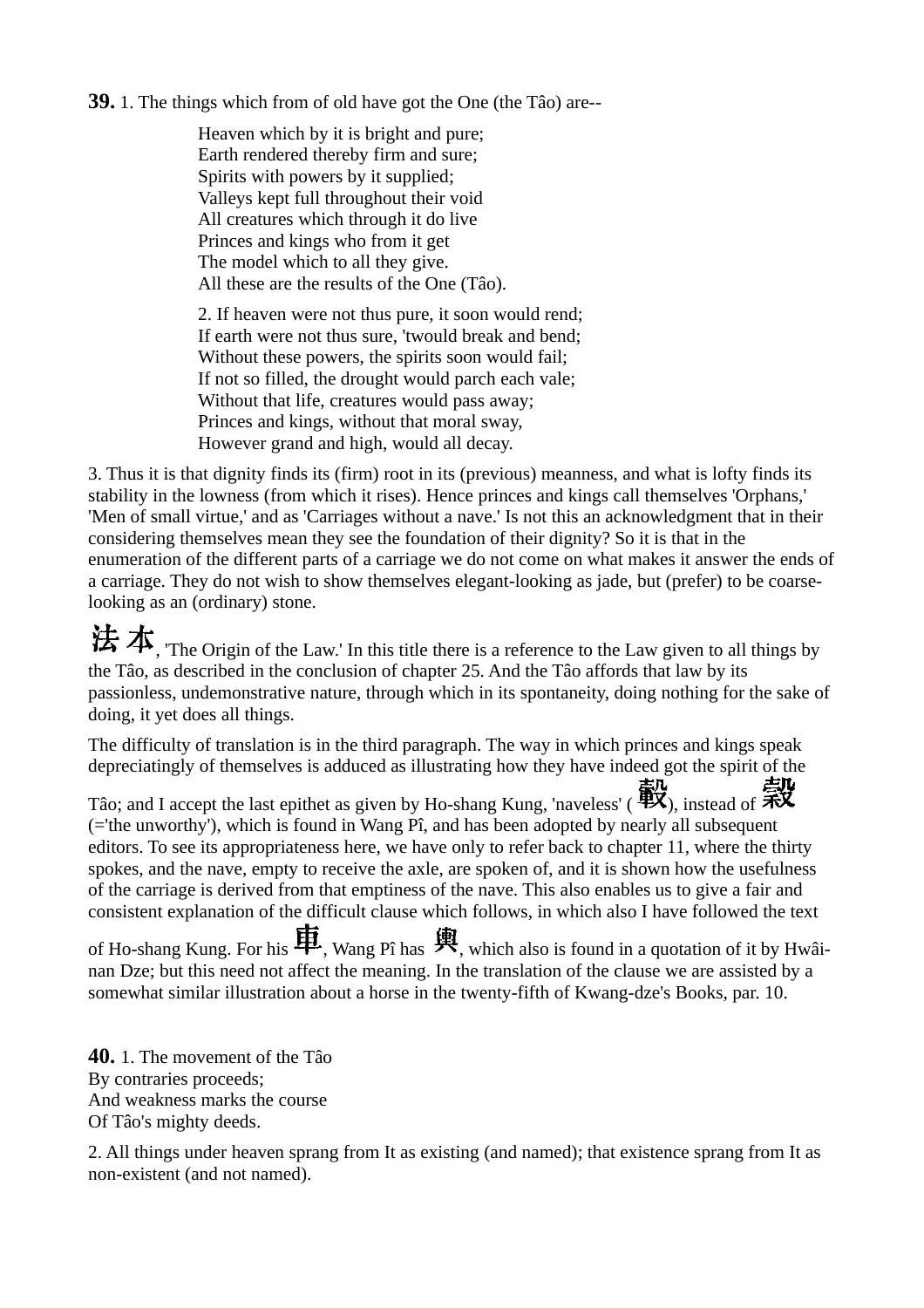**39.** 1. The things which from of old have got the One (the Tâo) are--

> Heaven which by it is bright and pure;
> Earth rendered thereby firm and sure;
> Spirits with powers by it supplied;
> Valleys kept full throughout their void
> All creatures which through it do live
> Princes and kings who from it get
> The model which to all they give.
> All these are the results of the One (Tâo).
>
> 2. If heaven were not thus pure, it soon would rend;
> If earth were not thus sure, 'twould break and bend;
> Without these powers, the spirits soon would fail;
> If not so filled, the drought would parch each vale;
> Without that life, creatures would pass away;
> Princes and kings, without that moral sway,
> However grand and high, would all decay.

3. Thus it is that dignity finds its (firm) root in its (previous) meanness, and what is lofty finds its stability in the lowness (from which it rises). Hence princes and kings call themselves 'Orphans,' 'Men of small virtue,' and as 'Carriages without a nave.' Is not this an acknowledgment that in their considering themselves mean they see the foundation of their dignity? So it is that in the enumeration of the different parts of a carriage we do not come on what makes it answer the ends of a carriage. They do not wish to show themselves elegant-looking as jade, but (prefer) to be coarse-looking as an (ordinary) stone.

法本, 'The Origin of the Law.' In this title there is a reference to the Law given to all things by the Tâo, as described in the conclusion of chapter 25. And the Tâo affords that law by its passionless, undemonstrative nature, through which in its spontaneity, doing nothing for the sake of doing, it yet does all things.

The difficulty of translation is in the third paragraph. The way in which princes and kings speak depreciatingly of themselves is adduced as illustrating how they have indeed got the spirit of the Tâo; and I accept the last epithet as given by Ho-shang Kung, 'naveless' (轂), instead of 穀 (='the unworthy'), which is found in Wang Pî, and has been adopted by nearly all subsequent editors. To see its appropriateness here, we have only to refer back to chapter 11, where the thirty spokes, and the nave, empty to receive the axle, are spoken of, and it is shown how the usefulness of the carriage is derived from that emptiness of the nave. This also enables us to give a fair and consistent explanation of the difficult clause which follows, in which also I have followed the text of Ho-shang Kung. For his 車, Wang Pî has 輿, which also is found in a quotation of it by Hwâi-nan Dze; but this need not affect the meaning. In the translation of the clause we are assisted by a somewhat similar illustration about a horse in the twenty-fifth of Kwang-dze's Books, par. 10.

**40.** 1. The movement of the Tâo
By contraries proceeds;
And weakness marks the course
Of Tâo's mighty deeds.

2. All things under heaven sprang from It as existing (and named); that existence sprang from It as non-existent (and not named).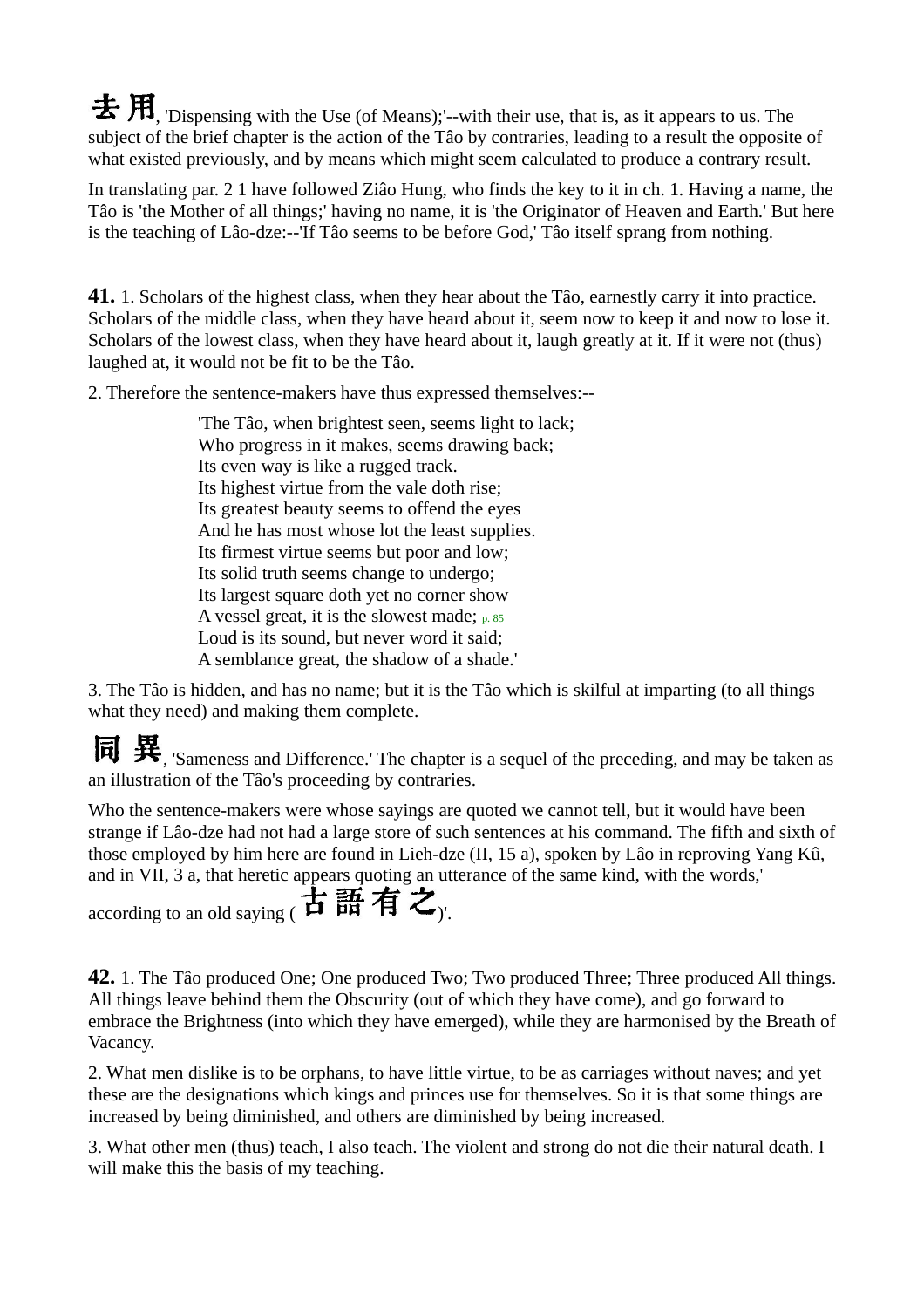去用, 'Dispensing with the Use (of Means);'--with their use, that is, as it appears to us. The subject of the brief chapter is the action of the Tâo by contraries, leading to a result the opposite of what existed previously, and by means which might seem calculated to produce a contrary result.

In translating par. 2 1 have followed Ziâo Hung, who finds the key to it in ch. 1. Having a name, the Tâo is 'the Mother of all things;' having no name, it is 'the Originator of Heaven and Earth.' But here is the teaching of Lâo-dze:--'If Tâo seems to be before God,' Tâo itself sprang from nothing.

**41.** 1. Scholars of the highest class, when they hear about the Tâo, earnestly carry it into practice. Scholars of the middle class, when they have heard about it, seem now to keep it and now to lose it. Scholars of the lowest class, when they have heard about it, laugh greatly at it. If it were not (thus) laughed at, it would not be fit to be the Tâo.

2. Therefore the sentence-makers have thus expressed themselves:--

> 'The Tâo, when brightest seen, seems light to lack;
> Who progress in it makes, seems drawing back;
> Its even way is like a rugged track.
> Its highest virtue from the vale doth rise;
> Its greatest beauty seems to offend the eyes
> And he has most whose lot the least supplies.
> Its firmest virtue seems but poor and low;
> Its solid truth seems change to undergo;
> Its largest square doth yet no corner show
> A vessel great, it is the slowest made;
> Loud is its sound, but never word it said;
> A semblance great, the shadow of a shade.'

3. The Tâo is hidden, and has no name; but it is the Tâo which is skilful at imparting (to all things what they need) and making them complete.

同異, 'Sameness and Difference.' The chapter is a sequel of the preceding, and may be taken as an illustration of the Tâo's proceeding by contraries.

Who the sentence-makers were whose sayings are quoted we cannot tell, but it would have been strange if Lâo-dze had not had a large store of such sentences at his command. The fifth and sixth of those employed by him here are found in Lieh-dze (II, 15 a), spoken by Lâo in reproving Yang Kû, and in VII, 3 a, that heretic appears quoting an utterance of the same kind, with the words,' according to an old saying (古語有之)'.

**42.** 1. The Tâo produced One; One produced Two; Two produced Three; Three produced All things. All things leave behind them the Obscurity (out of which they have come), and go forward to embrace the Brightness (into which they have emerged), while they are harmonised by the Breath of Vacancy.

2. What men dislike is to be orphans, to have little virtue, to be as carriages without naves; and yet these are the designations which kings and princes use for themselves. So it is that some things are increased by being diminished, and others are diminished by being increased.

3. What other men (thus) teach, I also teach. The violent and strong do not die their natural death. I will make this the basis of my teaching.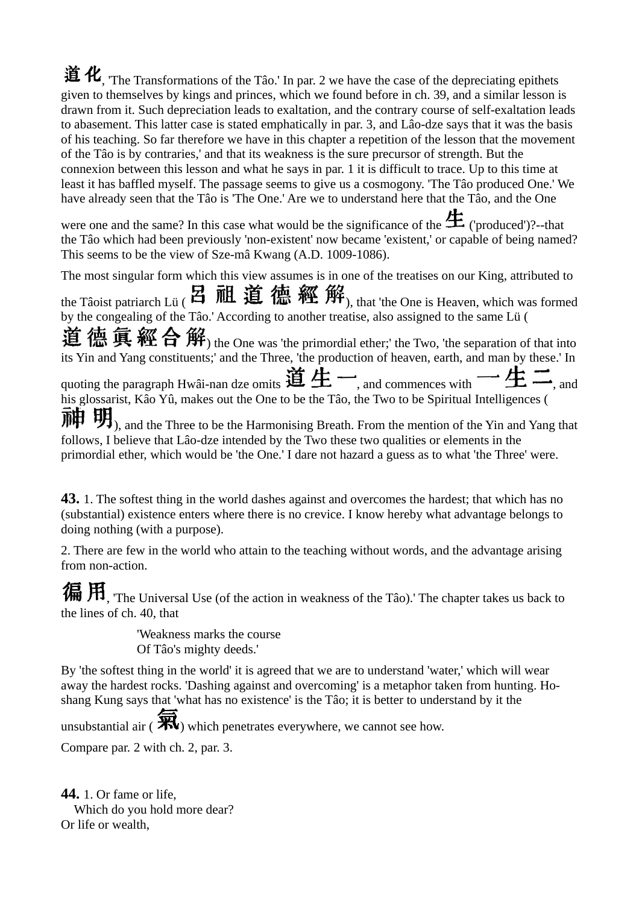道化, 'The Transformations of the Tâo.' In par. 2 we have the case of the depreciating epithets given to themselves by kings and princes, which we found before in ch. 39, and a similar lesson is drawn from it. Such depreciation leads to exaltation, and the contrary course of self-exaltation leads to abasement. This latter case is stated emphatically in par. 3, and Lâo-dze says that it was the basis of his teaching. So far therefore we have in this chapter a repetition of the lesson that the movement of the Tâo is by contraries,' and that its weakness is the sure precursor of strength. But the connexion between this lesson and what he says in par. 1 it is difficult to trace. Up to this time at least it has baffled myself. The passage seems to give us a cosmogony. 'The Tâo produced One.' We have already seen that the Tâo is 'The One.' Are we to understand here that the Tâo, and the One were one and the same? In this case what would be the significance of the 生 ('produced')?--that the Tâo which had been previously 'non-existent' now became 'existent,' or capable of being named? This seems to be the view of Sze-mâ Kwang (A.D. 1009-1086).

The most singular form which this view assumes is in one of the treatises on our King, attributed to the Tâoist patriarch Lü (呂祖道德經解), that 'the One is Heaven, which was formed by the congealing of the Tâo.' According to another treatise, also assigned to the same Lü (道德眞經合解) the One was 'the primordial ether;' the Two, 'the separation of that into its Yin and Yang constituents;' and the Three, 'the production of heaven, earth, and man by these.' In quoting the paragraph Hwâi-nan dze omits 道生一, and commences with 一生二, and his glossarist, Kâo Yû, makes out the One to be the Tâo, the Two to be Spiritual Intelligences (神明), and the Three to be the Harmonising Breath. From the mention of the Yin and Yang that follows, I believe that Lâo-dze intended by the Two these two qualities or elements in the primordial ether, which would be 'the One.' I dare not hazard a guess as to what 'the Three' were.

**43.** 1. The softest thing in the world dashes against and overcomes the hardest; that which has no (substantial) existence enters where there is no crevice. I know hereby what advantage belongs to doing nothing (with a purpose).

2. There are few in the world who attain to the teaching without words, and the advantage arising from non-action.

徧用, 'The Universal Use (of the action in weakness of the Tâo).' The chapter takes us back to the lines of ch. 40, that

> 'Weakness marks the course
> Of Tâo's mighty deeds.'

By 'the softest thing in the world' it is agreed that we are to understand 'water,' which will wear away the hardest rocks. 'Dashing against and overcoming' is a metaphor taken from hunting. Ho-shang Kung says that 'what has no existence' is the Tâo; it is better to understand by it the unsubstantial air (氣) which penetrates everywhere, we cannot see how.

Compare par. 2 with ch. 2, par. 3.

**44.** 1. Or fame or life,
   Which do you hold more dear?
Or life or wealth,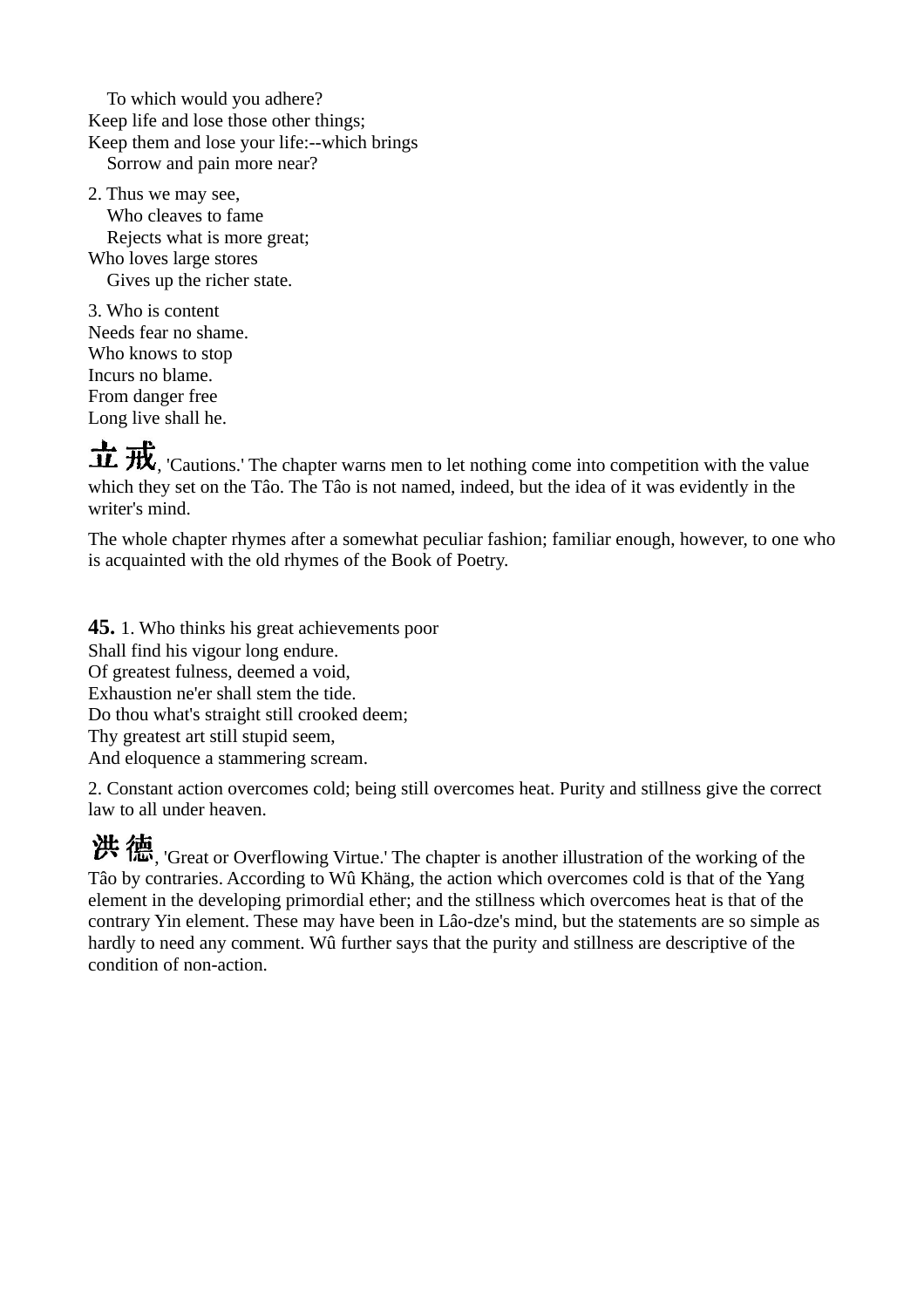To which would you adhere?
Keep life and lose those other things;
Keep them and lose your life:--which brings
Sorrow and pain more near?

2. Thus we may see,
Who cleaves to fame
Rejects what is more great;
Who loves large stores
Gives up the richer state.

3. Who is content
Needs fear no shame.
Who knows to stop
Incurs no blame.
From danger free
Long live shall he.

**立戒**, 'Cautions.' The chapter warns men to let nothing come into competition with the value which they set on the Tâo. The Tâo is not named, indeed, but the idea of it was evidently in the writer's mind.

The whole chapter rhymes after a somewhat peculiar fashion; familiar enough, however, to one who is acquainted with the old rhymes of the Book of Poetry.

**45.** 1. Who thinks his great achievements poor
Shall find his vigour long endure.
Of greatest fulness, deemed a void,
Exhaustion ne'er shall stem the tide.
Do thou what's straight still crooked deem;
Thy greatest art still stupid seem,
And eloquence a stammering scream.

2. Constant action overcomes cold; being still overcomes heat. Purity and stillness give the correct law to all under heaven.

**洪德**, 'Great or Overflowing Virtue.' The chapter is another illustration of the working of the Tâo by contraries. According to Wû Khäng, the action which overcomes cold is that of the Yang element in the developing primordial ether; and the stillness which overcomes heat is that of the contrary Yin element. These may have been in Lâo-dze's mind, but the statements are so simple as hardly to need any comment. Wû further says that the purity and stillness are descriptive of the condition of non-action.